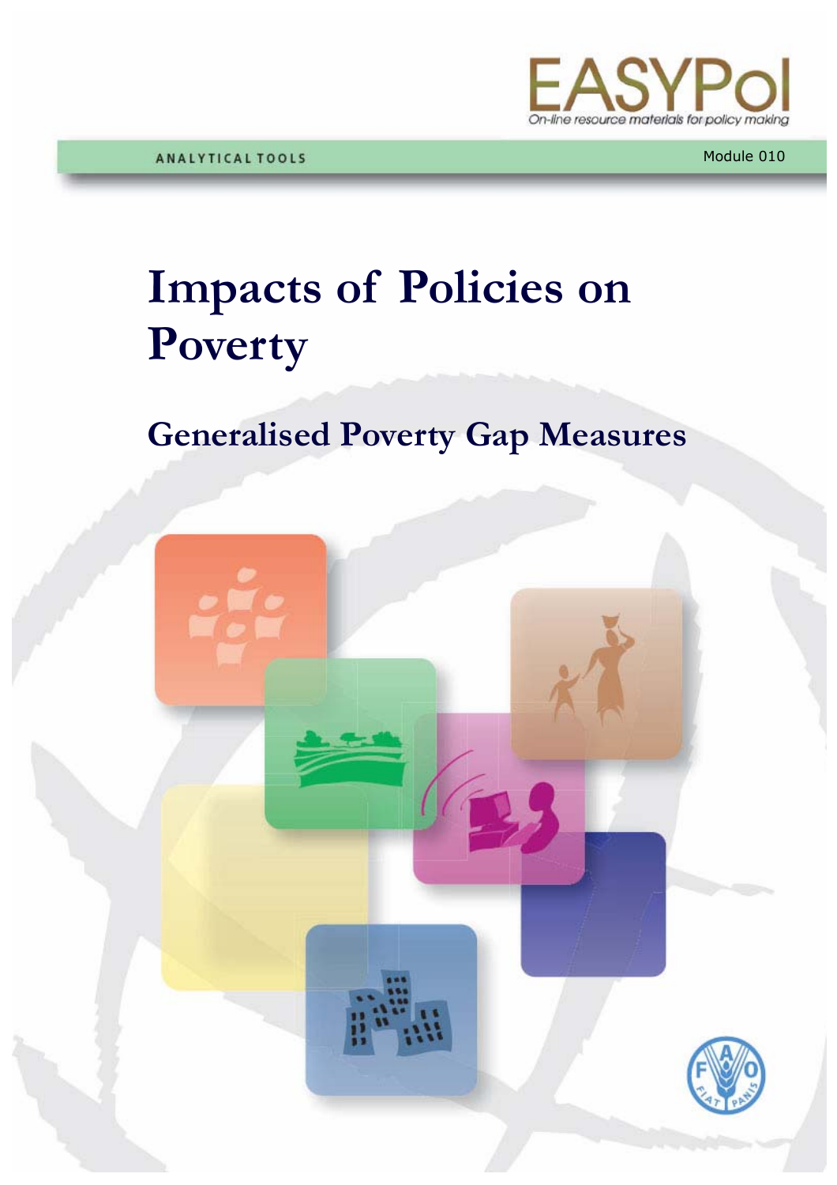EASYPol

On-line resource materials for policy making

ANALYTICAL TOOLS

Module 010

# Impacts of Policies on Poverty

## Generalised Poverty Gap Measures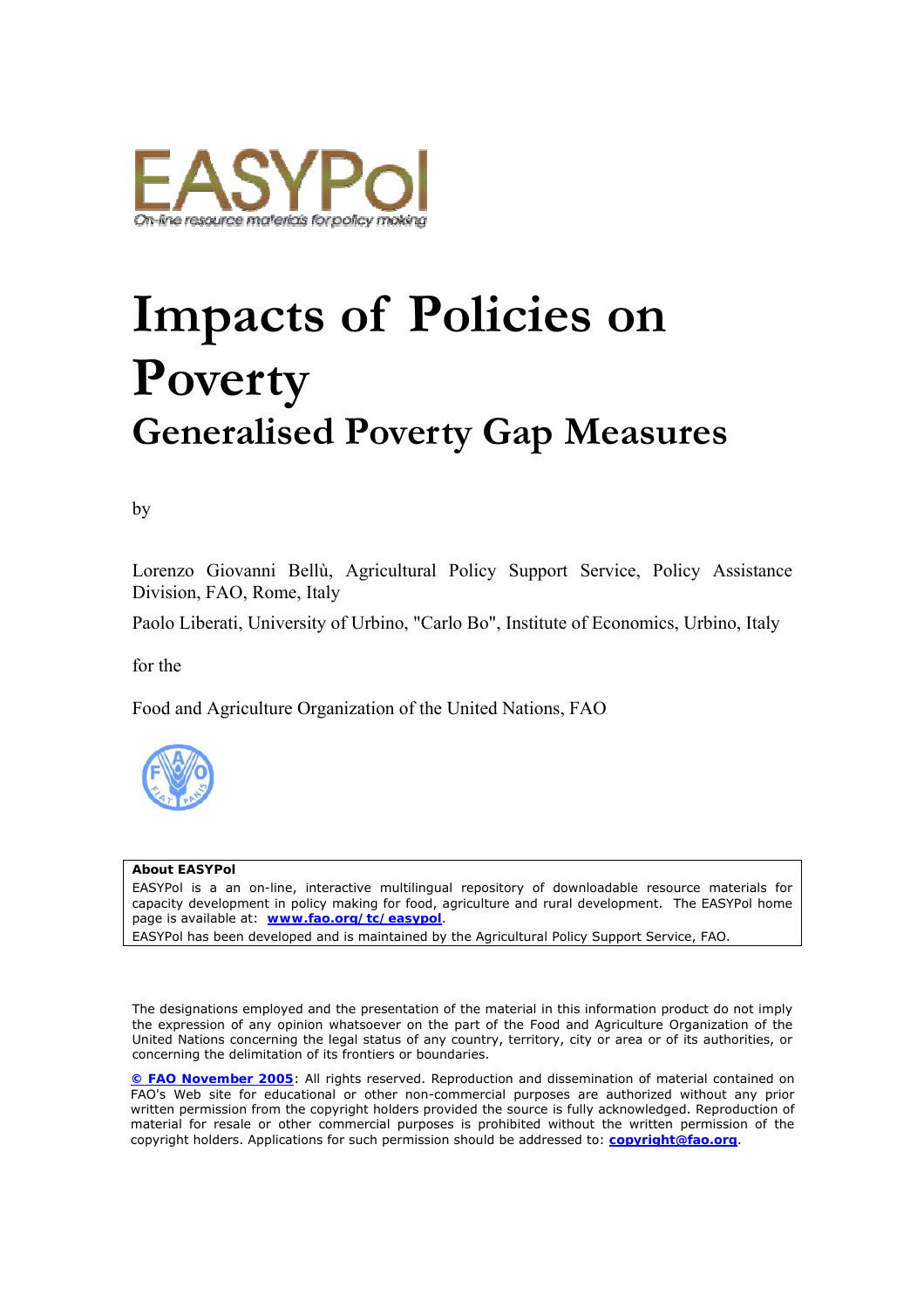# Impacts of Policies on Poverty

## Generalised Poverty Gap Measures

by

Lorenzo Giovanni Bellù, Agricultural Policy Support Service, Policy Assistance Division, FAO, Rome, Italy

Paolo Liberati, University of Urbino, "Carlo Bo", Institute of Economics, Urbino, Italy

for the

Food and Agriculture Organization of the United Nations, FAO

**About EASYPol**

EASYPol is a an on-line, interactive multilingual repository of downloadable resource materials for capacity development in policy making for food, agriculture and rural development. The EASYPol home page is available at: **www.fao.org/tc/easypol**.

EASYPol has been developed and is maintained by the Agricultural Policy Support Service, FAO.

The designations employed and the presentation of the material in this information product do not imply the expression of any opinion whatsoever on the part of the Food and Agriculture Organization of the United Nations concerning the legal status of any country, territory, city or area or of its authorities, or concerning the delimitation of its frontiers or boundaries.

**© FAO November 2005**: All rights reserved. Reproduction and dissemination of material contained on FAO's Web site for educational or other non-commercial purposes are authorized without any prior written permission from the copyright holders provided the source is fully acknowledged. Reproduction of material for resale or other commercial purposes is prohibited without the written permission of the copyright holders. Applications for such permission should be addressed to: **copyright@fao.org**.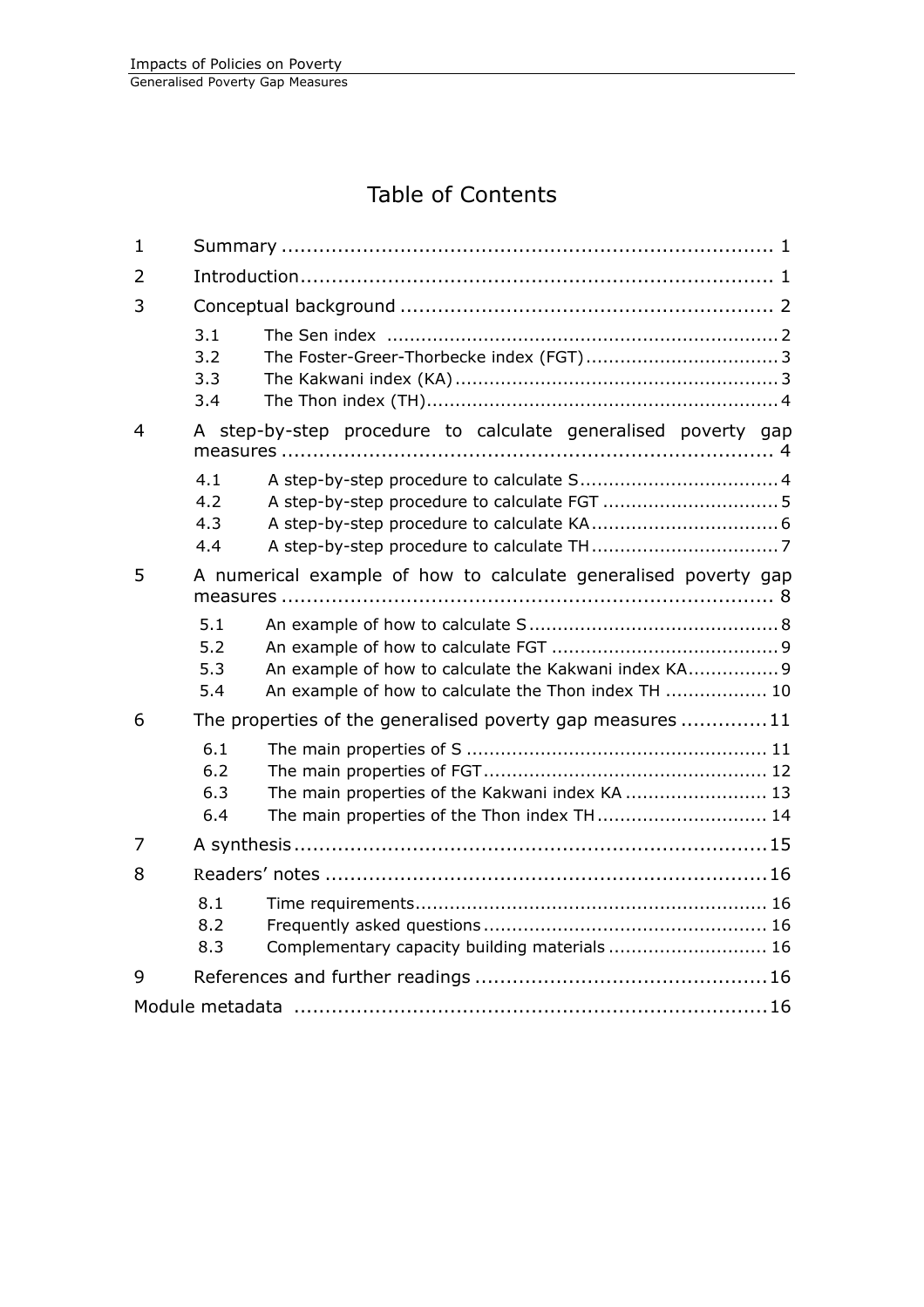# Table of Contents

| | | |
|---|---|---|
| 1 | Summary | 1 |
| 2 | Introduction | 1 |
| 3 | Conceptual background | 2 |
| 3.1 | The Sen index | 2 |
| 3.2 | The Foster-Greer-Thorbecke index (FGT) | 3 |
| 3.3 | The Kakwani index (KA) | 3 |
| 3.4 | The Thon index (TH) | 4 |
| 4 | A step-by-step procedure to calculate generalised poverty gap measures | 4 |
| 4.1 | A step-by-step procedure to calculate S | 4 |
| 4.2 | A step-by-step procedure to calculate FGT | 5 |
| 4.3 | A step-by-step procedure to calculate KA | 6 |
| 4.4 | A step-by-step procedure to calculate TH | 7 |
| 5 | A numerical example of how to calculate generalised poverty gap measures | 8 |
| 5.1 | An example of how to calculate S | 8 |
| 5.2 | An example of how to calculate FGT | 9 |
| 5.3 | An example of how to calculate the Kakwani index KA | 9 |
| 5.4 | An example of how to calculate the Thon index TH | 10 |
| 6 | The properties of the generalised poverty gap measures | 11 |
| 6.1 | The main properties of S | 11 |
| 6.2 | The main properties of FGT | 12 |
| 6.3 | The main properties of the Kakwani index KA | 13 |
| 6.4 | The main properties of the Thon index TH | 14 |
| 7 | A synthesis | 15 |
| 8 | Readers' notes | 16 |
| 8.1 | Time requirements | 16 |
| 8.2 | Frequently asked questions | 16 |
| 8.3 | Complementary capacity building materials | 16 |
| 9 | References and further readings | 16 |
| | Module metadata | 16 |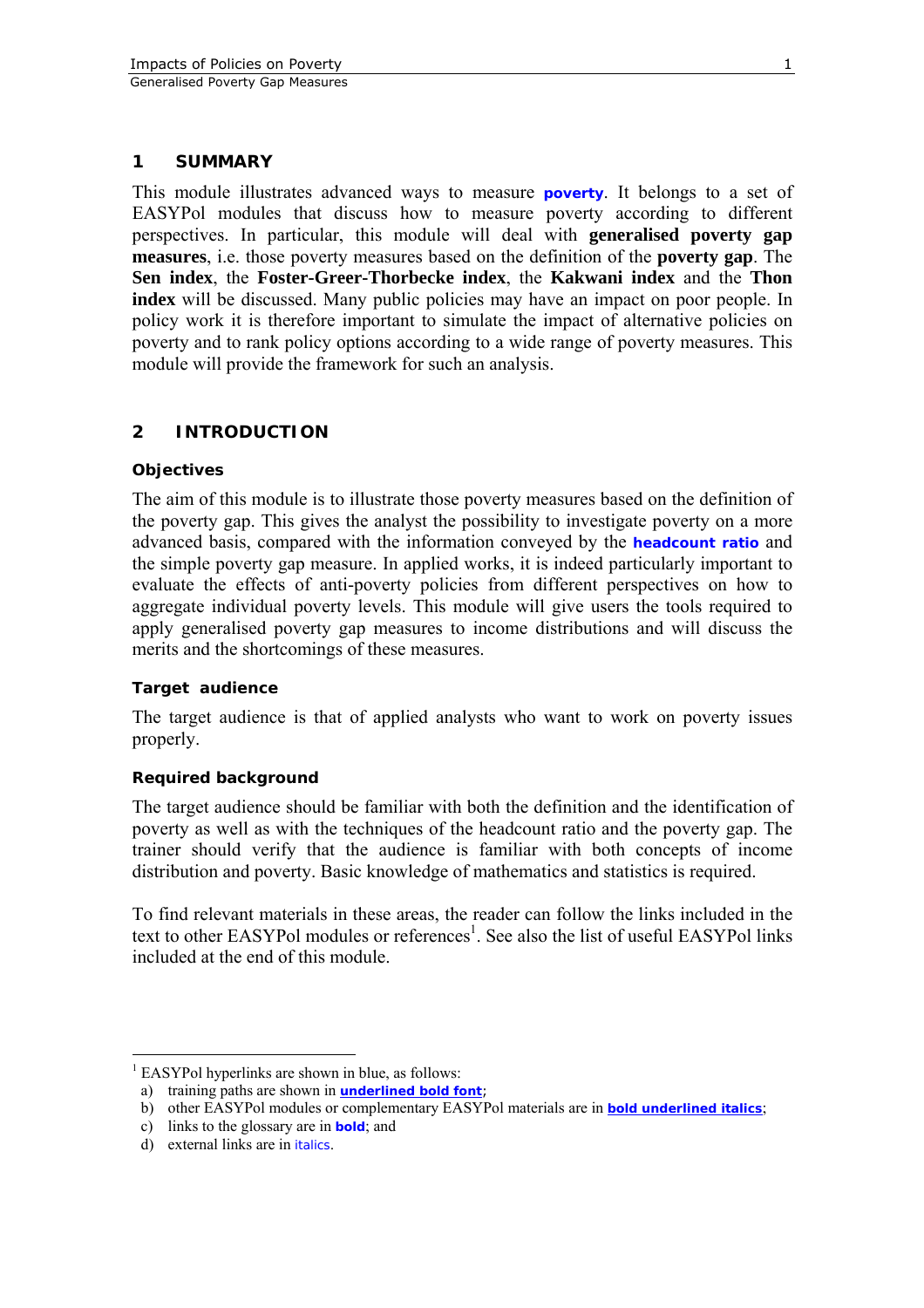# 1 SUMMARY

This module illustrates advanced ways to measure **poverty**. It belongs to a set of EASYPol modules that discuss how to measure poverty according to different perspectives. In particular, this module will deal with **generalised poverty gap measures**, i.e. those poverty measures based on the definition of the **poverty gap**. The **Sen index**, the **Foster-Greer-Thorbecke index**, the **Kakwani index** and the **Thon index** will be discussed. Many public policies may have an impact on poor people. In policy work it is therefore important to simulate the impact of alternative policies on poverty and to rank policy options according to a wide range of poverty measures. This module will provide the framework for such an analysis.

# 2 INTRODUCTION

### Objectives

The aim of this module is to illustrate those poverty measures based on the definition of the poverty gap. This gives the analyst the possibility to investigate poverty on a more advanced basis, compared with the information conveyed by the **headcount ratio** and the simple poverty gap measure. In applied works, it is indeed particularly important to evaluate the effects of anti-poverty policies from different perspectives on how to aggregate individual poverty levels. This module will give users the tools required to apply generalised poverty gap measures to income distributions and will discuss the merits and the shortcomings of these measures.

### Target audience

The target audience is that of applied analysts who want to work on poverty issues properly.

### Required background

The target audience should be familiar with both the definition and the identification of poverty as well as with the techniques of the headcount ratio and the poverty gap. The trainer should verify that the audience is familiar with both concepts of income distribution and poverty. Basic knowledge of mathematics and statistics is required.

To find relevant materials in these areas, the reader can follow the links included in the text to other EASYPol modules or references[1]. See also the list of useful EASYPol links included at the end of this module.

---

[1] EASYPol hyperlinks are shown in blue, as follows:

a) training paths are shown in **underlined bold font**;
b) other EASYPol modules or complementary EASYPol materials are in ***bold underlined italics***;
c) links to the glossary are in **bold**; and
d) external links are in *italics*.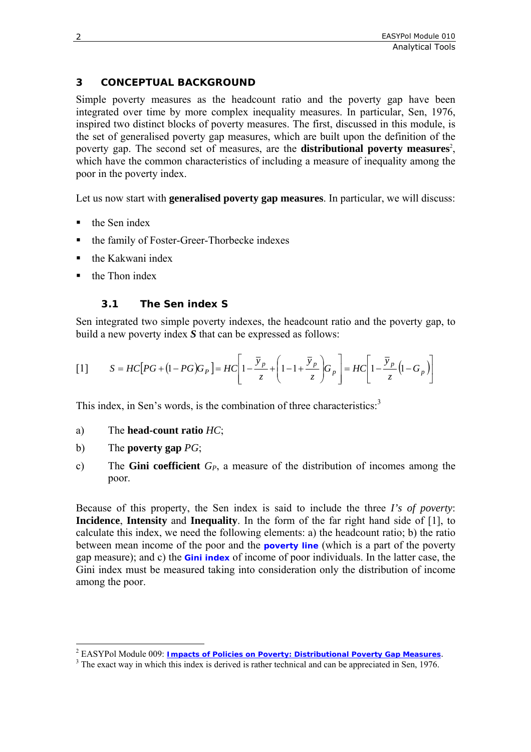## 3 CONCEPTUAL BACKGROUND

Simple poverty measures as the headcount ratio and the poverty gap have been integrated over time by more complex inequality measures. In particular, Sen, 1976, inspired two distinct blocks of poverty measures. The first, discussed in this module, is the set of generalised poverty gap measures, which are built upon the definition of the poverty gap. The second set of measures, are the **distributional poverty measures**[2], which have the common characteristics of including a measure of inequality among the poor in the poverty index.

Let us now start with **generalised poverty gap measures**. In particular, we will discuss:

- the Sen index
- the family of Foster-Greer-Thorbecke indexes
- the Kakwani index
- the Thon index

### 3.1 The Sen index S

Sen integrated two simple poverty indexes, the headcount ratio and the poverty gap, to build a new poverty index ***S*** that can be expressed as follows:

$$[1] \qquad S = HC\left[PG + (1-PG)G_P\right] = HC\left[1 - \frac{\bar{y}_p}{z} + \left(1 - 1 + \frac{\bar{y}_p}{z}\right)G_p\right] = HC\left[1 - \frac{\bar{y}_p}{z}\left(1 - G_p\right)\right]$$

This index, in Sen's words, is the combination of three characteristics:[3]

a) The **head-count ratio** *HC*;

b) The **poverty gap** *PG*;

c) The **Gini coefficient** $G_P$, a measure of the distribution of incomes among the poor.

Because of this property, the Sen index is said to include the three *I's of poverty*: **Incidence**, **Intensity** and **Inequality**. In the form of the far right hand side of [1], to calculate this index, we need the following elements: a) the headcount ratio; b) the ratio between mean income of the poor and the **poverty line** (which is a part of the poverty gap measure); and c) the **Gini index** of income of poor individuals. In the latter case, the Gini index must be measured taking into consideration only the distribution of income among the poor.

---

[2] EASYPol Module 009: **Impacts of Policies on Poverty: Distributional Poverty Gap Measures**.

[3] The exact way in which this index is derived is rather technical and can be appreciated in Sen, 1976.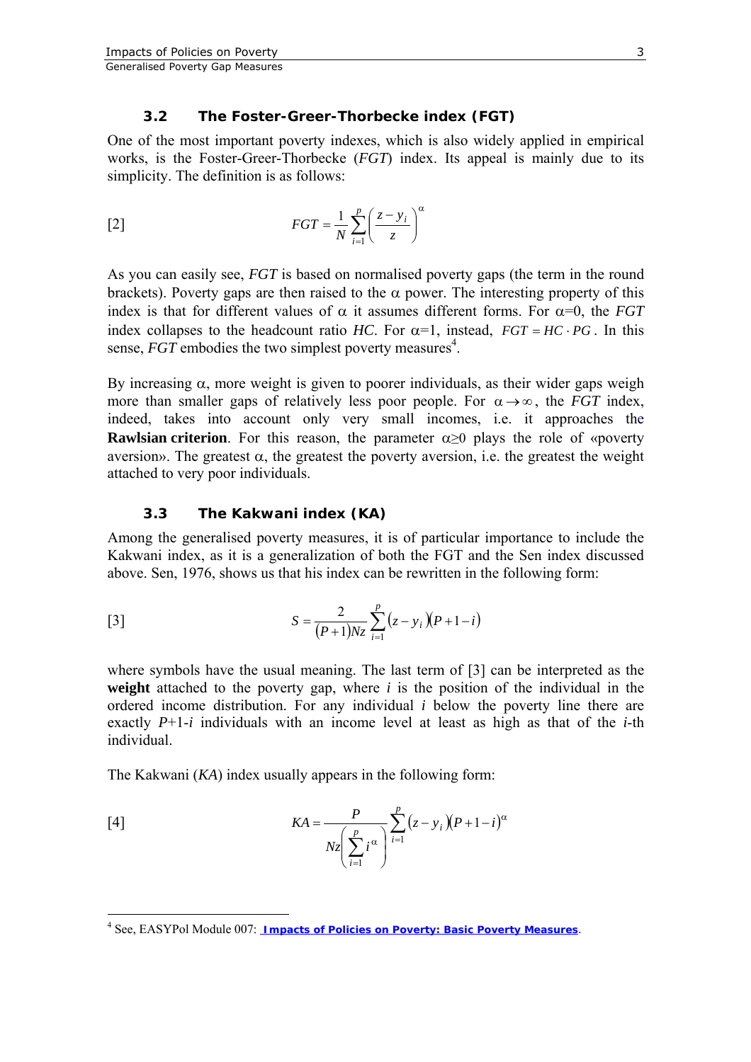### 3.2 The Foster-Greer-Thorbecke index (FGT)

One of the most important poverty indexes, which is also widely applied in empirical works, is the Foster-Greer-Thorbecke (*FGT*) index. Its appeal is mainly due to its simplicity. The definition is as follows:

$$FGT = \frac{1}{N}\sum_{i=1}^{p}\left(\frac{z - y_i}{z}\right)^{\alpha} \qquad [2]$$

As you can easily see, *FGT* is based on normalised poverty gaps (the term in the round brackets). Poverty gaps are then raised to the $\alpha$ power. The interesting property of this index is that for different values of $\alpha$ it assumes different forms. For $\alpha$=0, the *FGT* index collapses to the headcount ratio *HC*. For $\alpha$=1, instead, $FGT = HC \cdot PG$. In this sense, *FGT* embodies the two simplest poverty measures[4].

By increasing $\alpha$, more weight is given to poorer individuals, as their wider gaps weigh more than smaller gaps of relatively less poor people. For $\alpha \to \infty$, the *FGT* index, indeed, takes into account only very small incomes, i.e. it approaches the **Rawlsian criterion**. For this reason, the parameter $\alpha \geq 0$ plays the role of «poverty aversion». The greatest $\alpha$, the greatest the poverty aversion, i.e. the greatest the weight attached to very poor individuals.

### 3.3 The Kakwani index (KA)

Among the generalised poverty measures, it is of particular importance to include the Kakwani index, as it is a generalization of both the FGT and the Sen index discussed above. Sen, 1976, shows us that his index can be rewritten in the following form:

$$S = \frac{2}{(P+1)Nz}\sum_{i=1}^{p}(z - y_i)(P + 1 - i) \qquad [3]$$

where symbols have the usual meaning. The last term of [3] can be interpreted as the **weight** attached to the poverty gap, where *i* is the position of the individual in the ordered income distribution. For any individual *i* below the poverty line there are exactly *P*+1-*i* individuals with an income level at least as high as that of the *i*-th individual.

The Kakwani (*KA*) index usually appears in the following form:

$$KA = \frac{P}{Nz\left(\sum_{i=1}^{p} i^{\alpha}\right)}\sum_{i=1}^{p}(z - y_i)(P + 1 - i)^{\alpha} \qquad [4]$$

---

[4] See, EASYPol Module 007: **Impacts of Policies on Poverty: Basic Poverty Measures**.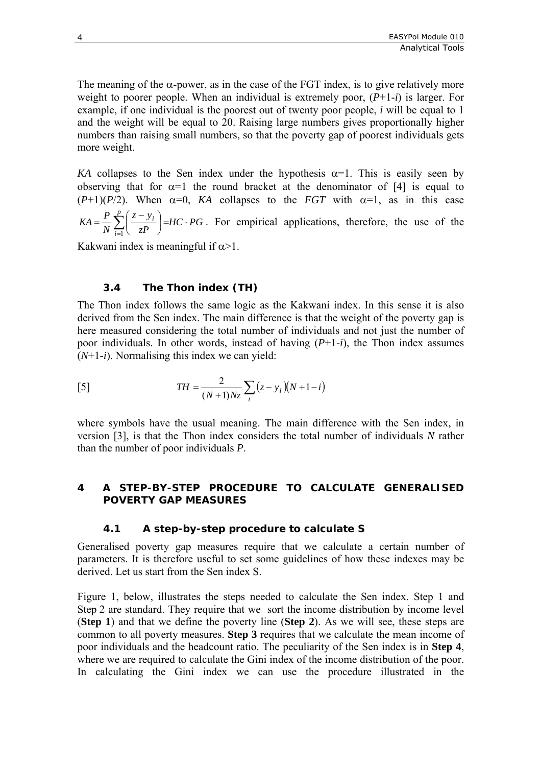The meaning of the $\alpha$-power, as in the case of the FGT index, is to give relatively more weight to poorer people. When an individual is extremely poor, ($P$+1-$i$) is larger. For example, if one individual is the poorest out of twenty poor people, $i$ will be equal to 1 and the weight will be equal to 20. Raising large numbers gives proportionally higher numbers than raising small numbers, so that the poverty gap of poorest individuals gets more weight.

$KA$ collapses to the Sen index under the hypothesis $\alpha$=1. This is easily seen by observing that for $\alpha$=1 the round bracket at the denominator of [4] is equal to ($P$+1)($P$/2). When $\alpha$=0, $KA$ collapses to the $FGT$ with $\alpha$=1, as in this case $KA = \frac{P}{N}\sum_{i=1}^{p}\left(\frac{z-y_i}{zP}\right) = HC \cdot PG$. For empirical applications, therefore, the use of the Kakwani index is meaningful if $\alpha$>1.

### 3.4 The Thon index (TH)

The Thon index follows the same logic as the Kakwani index. In this sense it is also derived from the Sen index. The main difference is that the weight of the poverty gap is here measured considering the total number of individuals and not just the number of poor individuals. In other words, instead of having ($P$+1-$i$), the Thon index assumes ($N$+1-$i$). Normalising this index we can yield:

[5] $$TH = \frac{2}{(N+1)Nz}\sum_i (z - y_i)(N + 1 - i)$$

where symbols have the usual meaning. The main difference with the Sen index, in version [3], is that the Thon index considers the total number of individuals $N$ rather than the number of poor individuals $P$.

## 4 A STEP-BY-STEP PROCEDURE TO CALCULATE GENERALISED POVERTY GAP MEASURES

### 4.1 A step-by-step procedure to calculate S

Generalised poverty gap measures require that we calculate a certain number of parameters. It is therefore useful to set some guidelines of how these indexes may be derived. Let us start from the Sen index S.

Figure 1, below, illustrates the steps needed to calculate the Sen index. Step 1 and Step 2 are standard. They require that we sort the income distribution by income level (**Step 1**) and that we define the poverty line (**Step 2**). As we will see, these steps are common to all poverty measures. **Step 3** requires that we calculate the mean income of poor individuals and the headcount ratio. The peculiarity of the Sen index is in **Step 4**, where we are required to calculate the Gini index of the income distribution of the poor. In calculating the Gini index we can use the procedure illustrated in the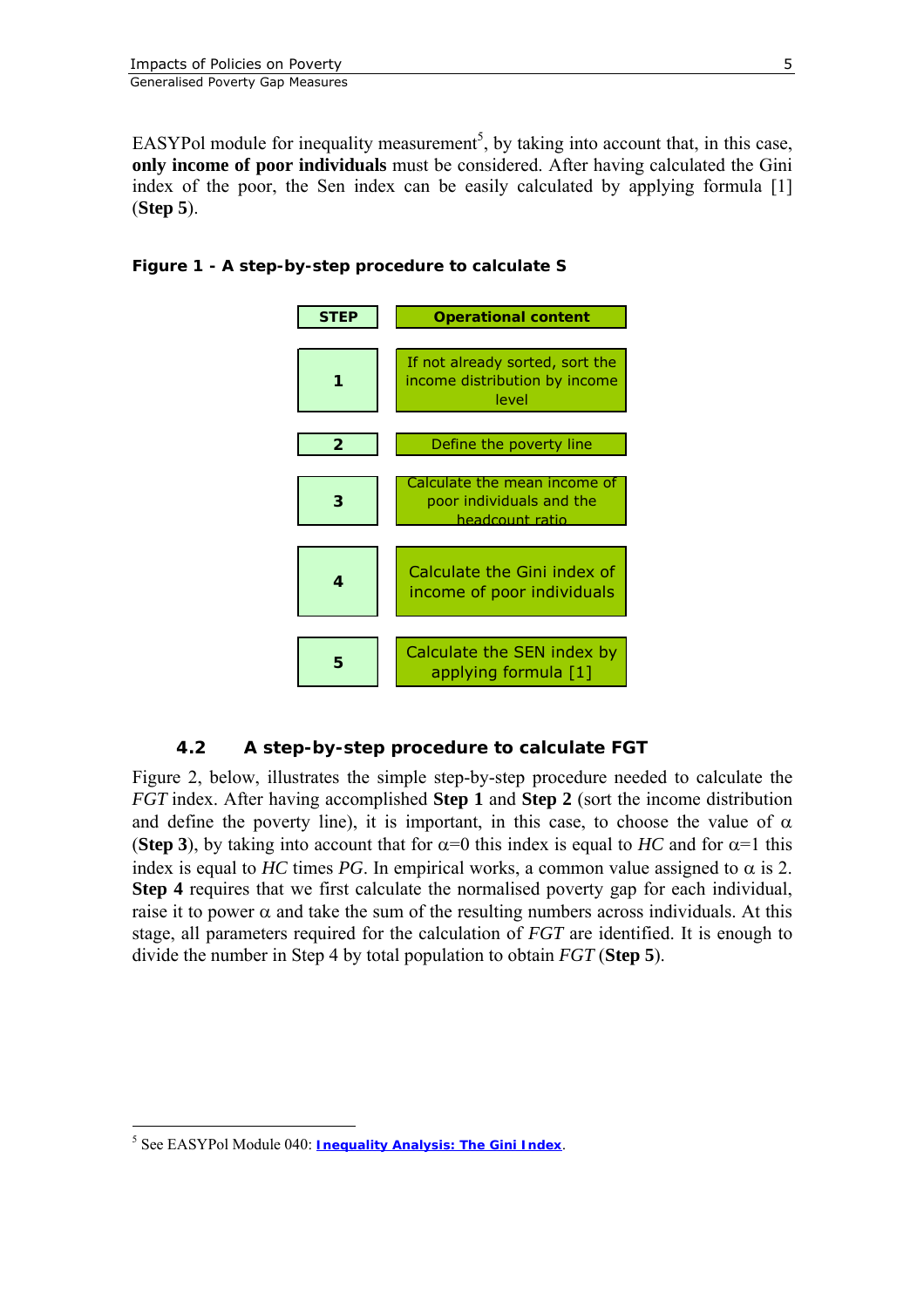EASYPol module for inequality measurement[5], by taking into account that, in this case, **only income of poor individuals** must be considered. After having calculated the Gini index of the poor, the Sen index can be easily calculated by applying formula [1] (**Step 5**).

**Figure 1 - A step-by-step procedure to calculate S**

| STEP | Operational content |
|---|---|
| 1 | If not already sorted, sort the income distribution by income level |
| 2 | Define the poverty line |
| 3 | Calculate the mean income of poor individuals and the headcount ratio |
| 4 | Calculate the Gini index of income of poor individuals |
| 5 | Calculate the SEN index by applying formula [1] |

### 4.2 A step-by-step procedure to calculate FGT

Figure 2, below, illustrates the simple step-by-step procedure needed to calculate the *FGT* index. After having accomplished **Step 1** and **Step 2** (sort the income distribution and define the poverty line), it is important, in this case, to choose the value of $\alpha$ (**Step 3**), by taking into account that for $\alpha=0$ this index is equal to *HC* and for $\alpha=1$ this index is equal to *HC* times *PG*. In empirical works, a common value assigned to $\alpha$ is 2. **Step 4** requires that we first calculate the normalised poverty gap for each individual, raise it to power $\alpha$ and take the sum of the resulting numbers across individuals. At this stage, all parameters required for the calculation of *FGT* are identified. It is enough to divide the number in Step 4 by total population to obtain *FGT* (**Step 5**).

---

[5] See EASYPol Module 040: **Inequality Analysis: The Gini Index**.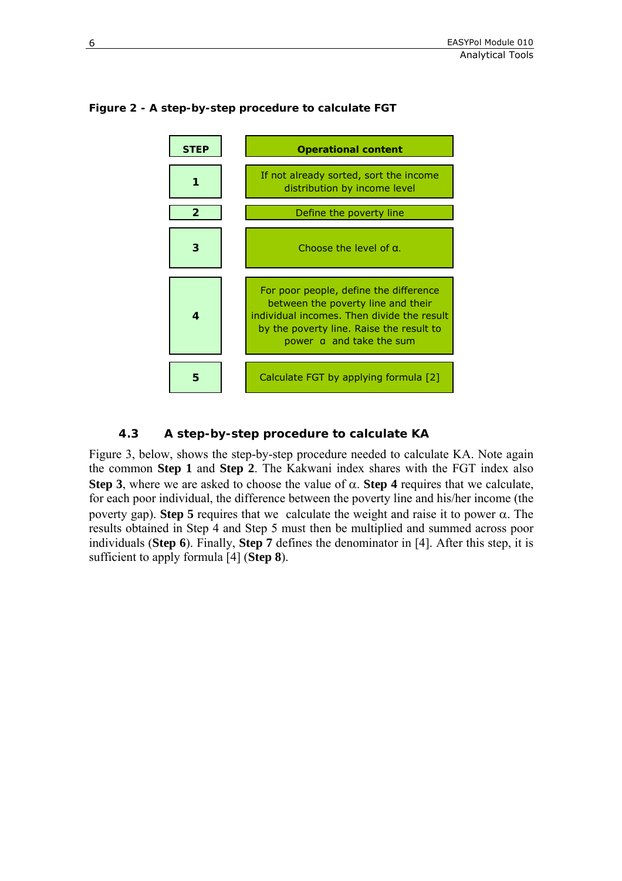**Figure 2 - A step-by-step procedure to calculate FGT**

| STEP | Operational content |
|---|---|
| 1 | If not already sorted, sort the income distribution by income level |
| 2 | Define the poverty line |
| 3 | Choose the level of α. |
| 4 | For poor people, define the difference between the poverty line and their individual incomes. Then divide the result by the poverty line. Raise the result to power α and take the sum |
| 5 | Calculate FGT by applying formula [2] |

### 4.3 A step-by-step procedure to calculate KA

Figure 3, below, shows the step-by-step procedure needed to calculate KA. Note again the common **Step 1** and **Step 2**. The Kakwani index shares with the FGT index also **Step 3**, where we are asked to choose the value of α. **Step 4** requires that we calculate, for each poor individual, the difference between the poverty line and his/her income (the poverty gap). **Step 5** requires that we calculate the weight and raise it to power α. The results obtained in Step 4 and Step 5 must then be multiplied and summed across poor individuals (**Step 6**). Finally, **Step 7** defines the denominator in [4]. After this step, it is sufficient to apply formula [4] (**Step 8**).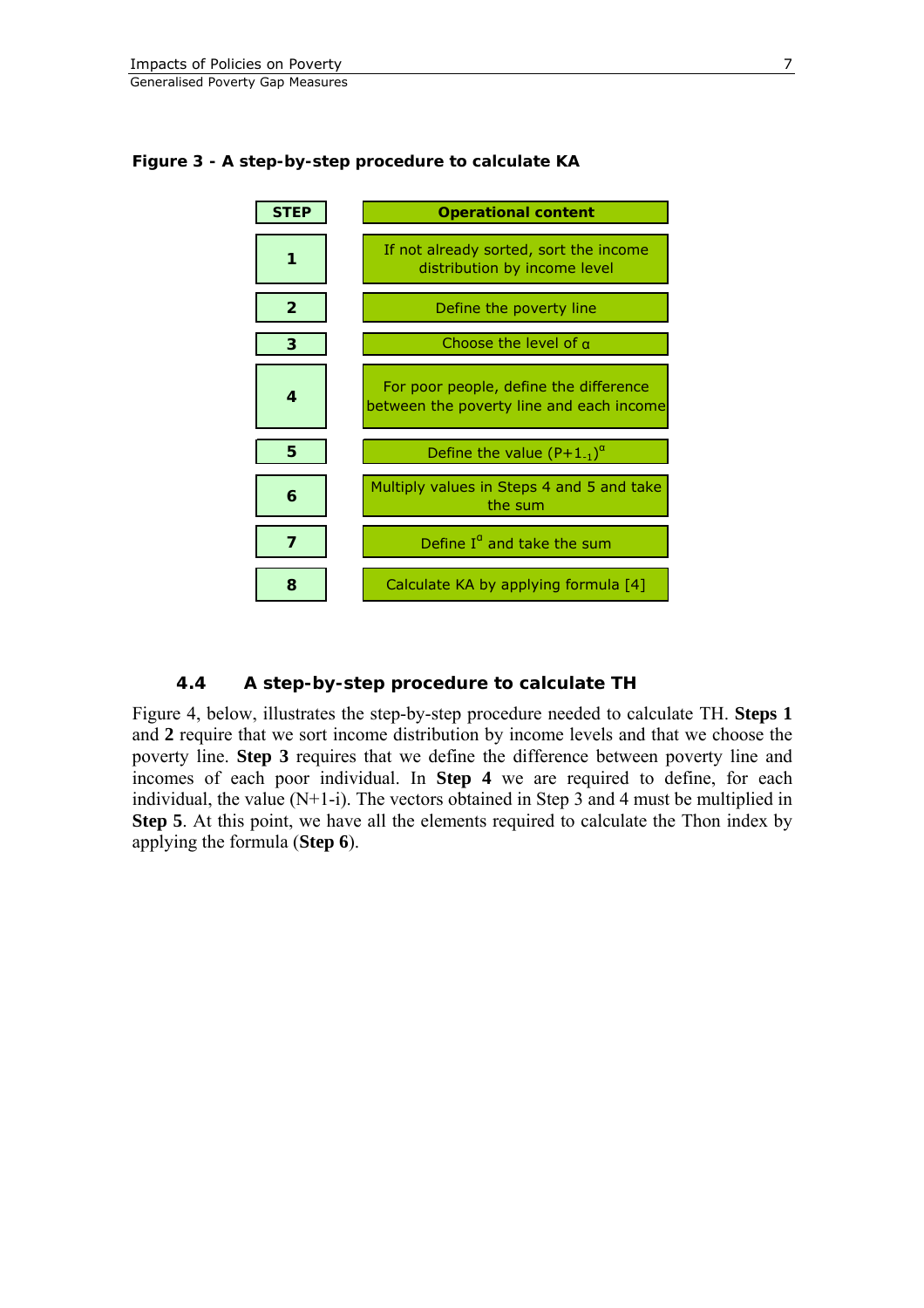**Figure 3 - A step-by-step procedure to calculate KA**

| STEP | Operational content |
|---|---|
| 1 | If not already sorted, sort the income distribution by income level |
| 2 | Define the poverty line |
| 3 | Choose the level of $\alpha$ |
| 4 | For poor people, define the difference between the poverty line and each income |
| 5 | Define the value $(P+1_{-1})^{\alpha}$ |
| 6 | Multiply values in Steps 4 and 5 and take the sum |
| 7 | Define $I^{\alpha}$ and take the sum |
| 8 | Calculate KA by applying formula [4] |

### 4.4 A step-by-step procedure to calculate TH

Figure 4, below, illustrates the step-by-step procedure needed to calculate TH. **Steps 1** and **2** require that we sort income distribution by income levels and that we choose the poverty line. **Step 3** requires that we define the difference between poverty line and incomes of each poor individual. In **Step 4** we are required to define, for each individual, the value (N+1-i). The vectors obtained in Step 3 and 4 must be multiplied in **Step 5**. At this point, we have all the elements required to calculate the Thon index by applying the formula (**Step 6**).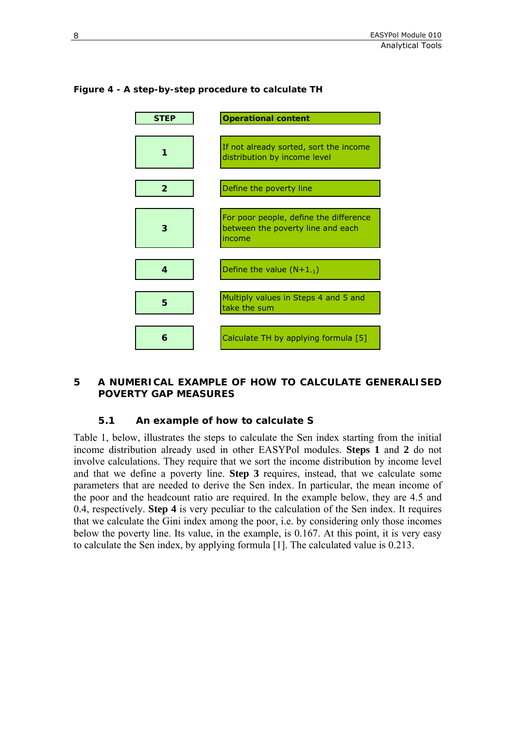**Figure 4 - A step-by-step procedure to calculate TH**

| STEP | Operational content |
| --- | --- |
| 1 | If not already sorted, sort the income distribution by income level |
| 2 | Define the poverty line |
| 3 | For poor people, define the difference between the poverty line and each income |
| 4 | Define the value $(N+1_{-1})$ |
| 5 | Multiply values in Steps 4 and 5 and take the sum |
| 6 | Calculate TH by applying formula [5] |

# 5 A NUMERICAL EXAMPLE OF HOW TO CALCULATE GENERALISED POVERTY GAP MEASURES

## 5.1 An example of how to calculate S

Table 1, below, illustrates the steps to calculate the Sen index starting from the initial income distribution already used in other EASYPol modules. **Steps 1** and **2** do not involve calculations. They require that we sort the income distribution by income level and that we define a poverty line. **Step 3** requires, instead, that we calculate some parameters that are needed to derive the Sen index. In particular, the mean income of the poor and the headcount ratio are required. In the example below, they are 4.5 and 0.4, respectively. **Step 4** is very peculiar to the calculation of the Sen index. It requires that we calculate the Gini index among the poor, i.e. by considering only those incomes below the poverty line. Its value, in the example, is 0.167. At this point, it is very easy to calculate the Sen index, by applying formula [1]. The calculated value is 0.213.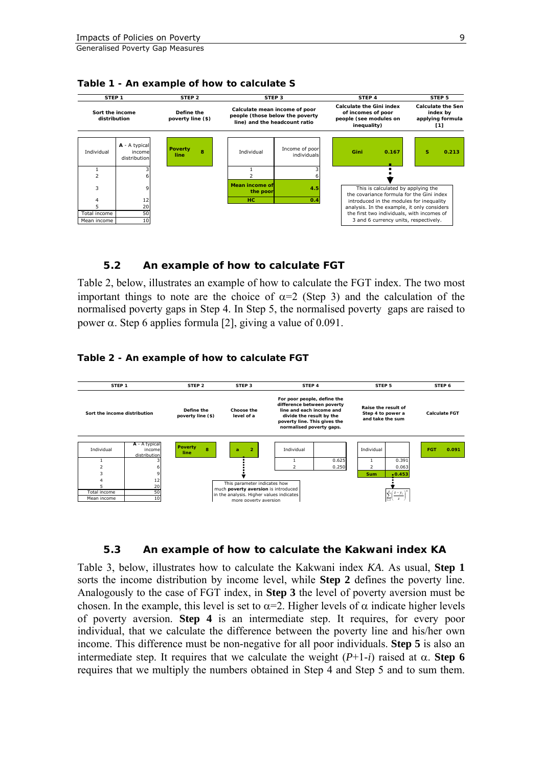**Table 1 - An example of how to calculate S**

| STEP 1 | | STEP 2 | STEP 3 | | STEP 4 | STEP 5 |
|---|---|---|---|---|---|---|
| Sort the income distribution | | Define the poverty line ($) | Calculate mean income of poor people (those below the poverty line) and the headcount ratio | | Calculate the Gini index of incomes of poor people (see modules on inequality) | Calculate the Sen index by applying formula [1] |
| Individual | A - A typical income distribution | Poverty line 8 | Individual | Income of poor individuals | Gini 0.167 | S 0.213 |
| 1 | 3 | | 1 | 3 | | |
| 2 | 6 | | 2 | 6 | | |
| 3 | 9 | | Mean income of the poor | 4.5 | | |
| 4 | 12 | | HC | 0.4 | | |
| 5 | 20 | | | | | |
| Total income | 50 | | | | | |
| Mean income | 10 | | | | | |

This is calculated by applying the the covariance formula for the Gini index introduced in the modules for inequality analysis. In the example, it only considers the first two individuals, with incomes of 3 and 6 currency units, respectively.

## 5.2 An example of how to calculate FGT

Table 2, below, illustrates an example of how to calculate the FGT index. The two most important things to note are the choice of $\alpha$=2 (Step 3) and the calculation of the normalised poverty gaps in Step 4. In Step 5, the normalised poverty gaps are raised to power $\alpha$. Step 6 applies formula [2], giving a value of 0.091.

**Table 2 - An example of how to calculate FGT**

| STEP 1 | | STEP 2 | STEP 3 | STEP 4 | | STEP 5 | | STEP 6 |
|---|---|---|---|---|---|---|---|---|
| Sort the income distribution | | Define the poverty line ($) | Choose the level of a | For poor people, define the difference between poverty line and each income and divide the result by the poverty line. This gives the normalised poverty gaps. | | Raise the result of Step 4 to power a and take the sum | | Calculate FGT |
| Individual | A - A typical income distribution | Poverty line 8 | a 2 | Individual | | Individual | | FGT 0.091 |
| 1 | 3 | | | 1 | 0.625 | 1 | 0.391 | |
| 2 | 6 | | | 2 | 0.250 | 2 | 0.063 | |
| 3 | 9 | | | | | Sum | 0.453 | |
| 4 | 12 | | | | | | | |
| 5 | 20 | | | | | | | |
| Total income | 50 | | | | | | | |
| Mean income | 10 | | | | | | | |

This parameter indicates how much **poverty aversion** is introduced in the analysis. Higher values indicates more poverty aversion

$$\sum_{i=1}^{q}\left(\frac{z-y_i}{z}\right)^{\alpha}$$

## 5.3 An example of how to calculate the Kakwani index KA

Table 3, below, illustrates how to calculate the Kakwani index *KA*. As usual, **Step 1** sorts the income distribution by income level, while **Step 2** defines the poverty line. Analogously to the case of FGT index, in **Step 3** the level of poverty aversion must be chosen. In the example, this level is set to $\alpha$=2. Higher levels of $\alpha$ indicate higher levels of poverty aversion. **Step 4** is an intermediate step. It requires, for every poor individual, that we calculate the difference between the poverty line and his/her own income. This difference must be non-negative for all poor individuals. **Step 5** is also an intermediate step. It requires that we calculate the weight ($P$+1-$i$) raised at $\alpha$. **Step 6** requires that we multiply the numbers obtained in Step 4 and Step 5 and to sum them.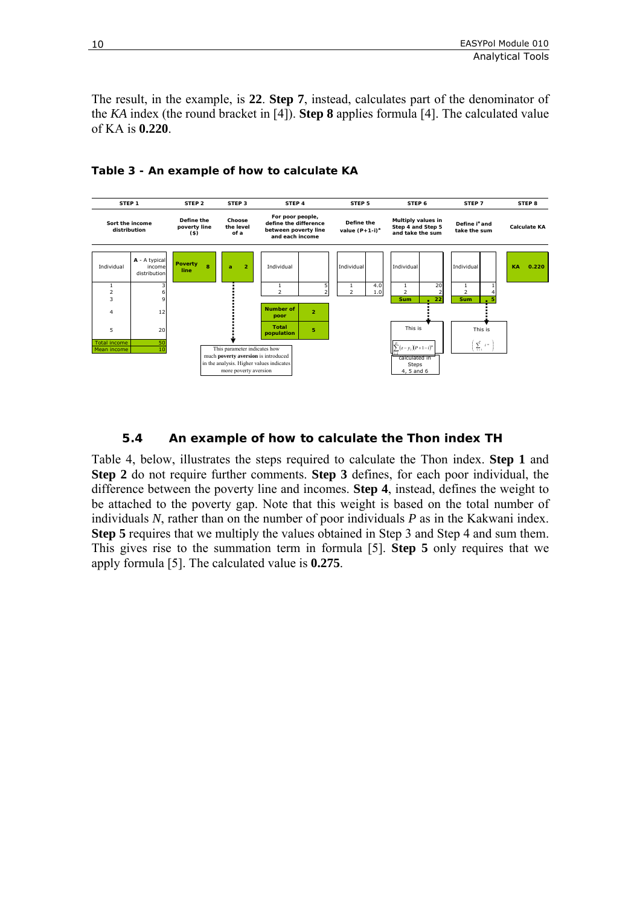The result, in the example, is **22**. **Step 7**, instead, calculates part of the denominator of the *KA* index (the round bracket in [4]). **Step 8** applies formula [4]. The calculated value of KA is **0.220**.

**Table 3 - An example of how to calculate KA**

| STEP 1 | | STEP 2 | STEP 3 | STEP 4 | | STEP 5 | | STEP 6 | | STEP 7 | | STEP 8 |
|---|---|---|---|---|---|---|---|---|---|---|---|---|
| Sort the income distribution | | Define the poverty line ($) | Choose the level of a | For poor people, define the difference between poverty line and each income | | Define the value $(P+1-i)^a$ | | Multiply values in Step 4 and Step 5 and take the sum | | Define $i^a$ and take the sum | | Calculate KA |
| Individual | A - A typical income distribution | Poverty line 8 | a 2 | Individual | | Individual | | Individual | | Individual | | KA 0.220 |
| 1 | 3 | | | 1 | 5 | 1 | 4.0 | 1 | 20 | 1 | 1 | |
| 2 | 6 | | | 2 | 2 | 2 | 1.0 | 2 | 2 | 2 | 4 | |
| 3 | 9 | | | | | | | Sum | 22 | Sum | 5 | |
| 4 | 12 | | | Number of poor | 2 | | | | | | | |
| 5 | 20 | | | Total population | 5 | | | | | | | |
| Total income | 50 | | | | | | | | | | | |
| Mean income | 10 | | | | | | | | | | | |

Notes in table: "This parameter indicates how much **poverty aversion** is introduced in the analysis. Higher values indicates more poverty aversion" (Step 3). "This is $\sum_{i=1}^{P}(z-y_i)(P+1-i)^a$ calculated in Steps 4, 5 and 6" (Step 6). "This is $\left(\sum_{i=1}^{P} i^a\right)$" (Step 7).

## 5.4 An example of how to calculate the Thon index TH

Table 4, below, illustrates the steps required to calculate the Thon index. **Step 1** and **Step 2** do not require further comments. **Step 3** defines, for each poor individual, the difference between the poverty line and incomes. **Step 4**, instead, defines the weight to be attached to the poverty gap. Note that this weight is based on the total number of individuals *N*, rather than on the number of poor individuals *P* as in the Kakwani index. **Step 5** requires that we multiply the values obtained in Step 3 and Step 4 and sum them. This gives rise to the summation term in formula [5]. **Step 5** only requires that we apply formula [5]. The calculated value is **0.275**.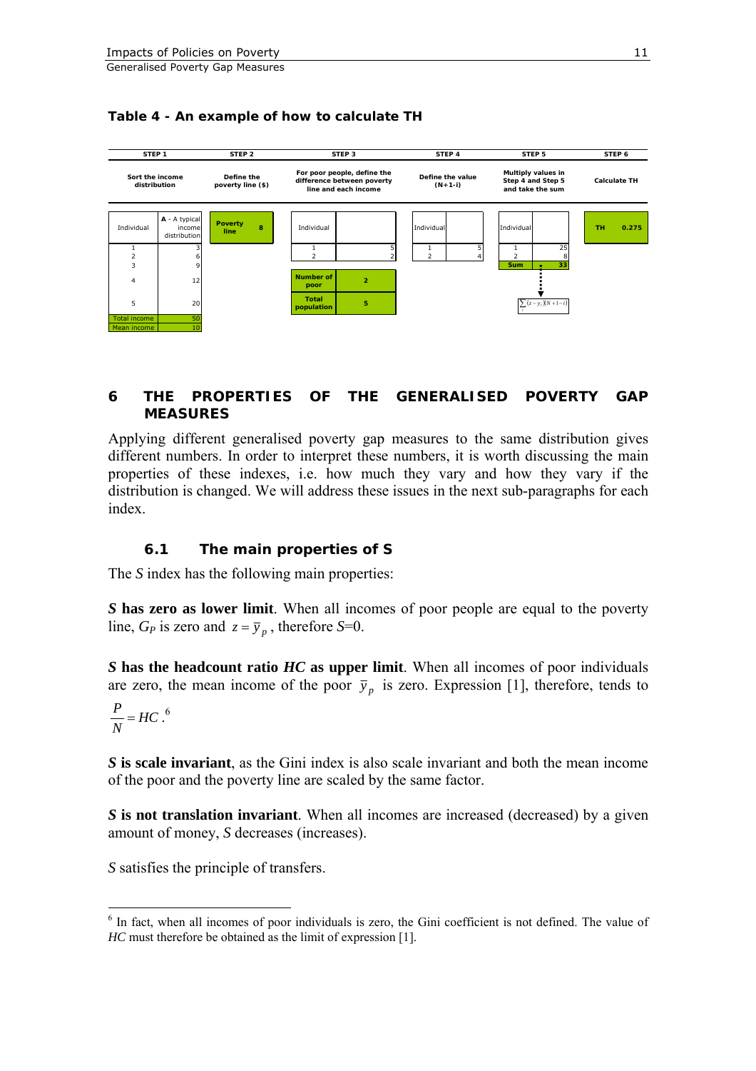**Table 4 - An example of how to calculate TH**

| STEP 1 | | STEP 2 | | STEP 3 | | STEP 4 | | STEP 5 | | STEP 6 | |
|---|---|---|---|---|---|---|---|---|---|---|---|
| Sort the income distribution | | Define the poverty line ($) | | For poor people, define the difference between poverty line and each income | | Define the value (N+1-i) | | Multiply values in Step 4 and Step 5 and take the sum | | Calculate TH | |
| Individual | A - A typical income distribution | Poverty line | 8 | Individual | | Individual | | Individual | | TH | 0.275 |
| 1 | 3 | | | 1 | 5 | 1 | 5 | 1 | 25 | | |
| 2 | 6 | | | 2 | 2 | 2 | 4 | 2 | 8 | | |
| 3 | 9 | | | | | | | Sum | 33 | | |
| 4 | 12 | | | Number of poor | 2 | | | | | | |
| 5 | 20 | | | Total population | 5 | | | $\sum_i (z-y_i)(N+1-i)$ | | | |
| Total income | 50 | | | | | | | | | | |
| Mean income | 10 | | | | | | | | | | |

## 6 THE PROPERTIES OF THE GENERALISED POVERTY GAP MEASURES

Applying different generalised poverty gap measures to the same distribution gives different numbers. In order to interpret these numbers, it is worth discussing the main properties of these indexes, i.e. how much they vary and how they vary if the distribution is changed. We will address these issues in the next sub-paragraphs for each index.

### 6.1 The main properties of S

The *S* index has the following main properties:

***S* has zero as lower limit**. When all incomes of poor people are equal to the poverty line, $G_P$ is zero and $z = \bar{y}_p$, therefore *S*=0.

***S* has the headcount ratio *HC* as upper limit**. When all incomes of poor individuals are zero, the mean income of the poor $\bar{y}_p$ is zero. Expression [1], therefore, tends to $\frac{P}{N} = HC$.[6]

***S* is scale invariant**, as the Gini index is also scale invariant and both the mean income of the poor and the poverty line are scaled by the same factor.

***S* is not translation invariant**. When all incomes are increased (decreased) by a given amount of money, *S* decreases (increases).

*S* satisfies the principle of transfers.

[6] In fact, when all incomes of poor individuals is zero, the Gini coefficient is not defined. The value of *HC* must therefore be obtained as the limit of expression [1].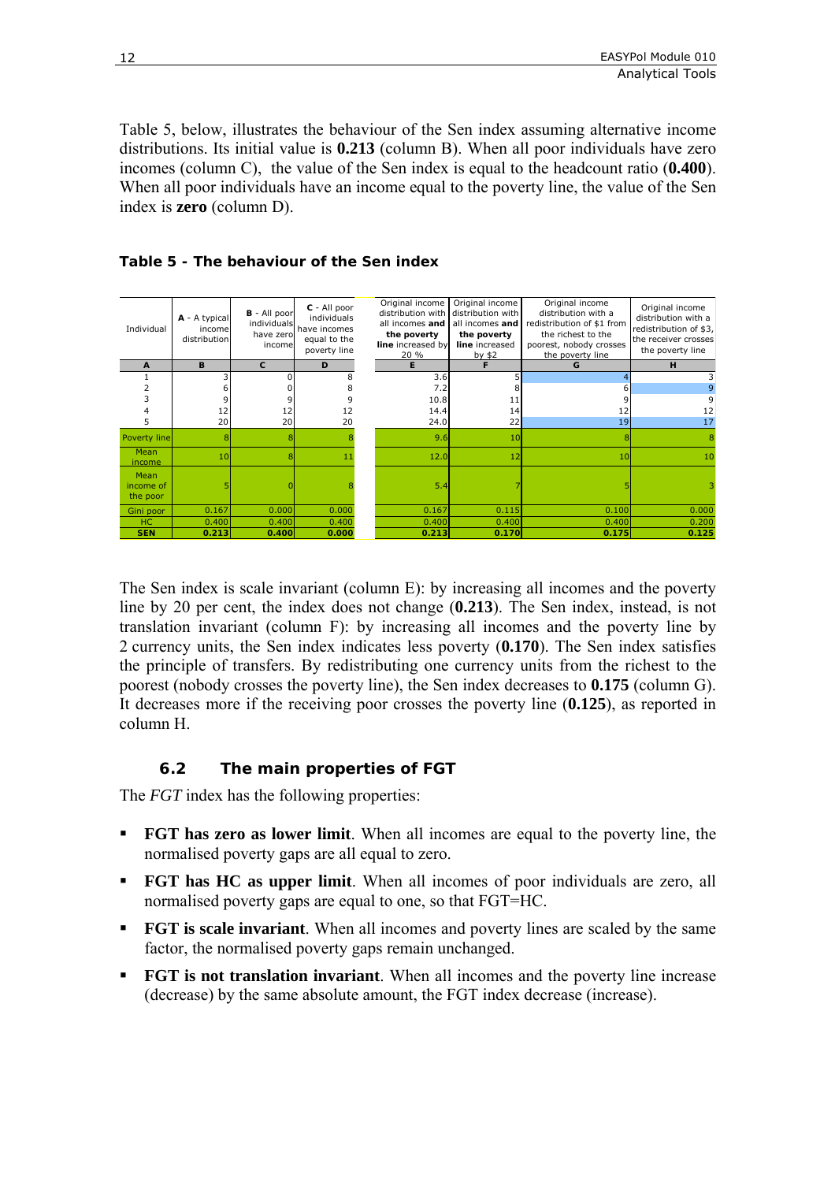Table 5, below, illustrates the behaviour of the Sen index assuming alternative income distributions. Its initial value is **0.213** (column B). When all poor individuals have zero incomes (column C), the value of the Sen index is equal to the headcount ratio (**0.400**). When all poor individuals have an income equal to the poverty line, the value of the Sen index is **zero** (column D).

**Table 5 - The behaviour of the Sen index**

| Individual | **A** - A typical income distribution | **B** - All poor individuals have zero income | **C** - All poor individuals have incomes equal to the poverty line | Original income distribution with all incomes **and the poverty line** increased by 20 % | Original income distribution with all incomes **and the poverty line** increased by $2 | Original income distribution with a redistribution of $1 from the richest to the poorest, nobody crosses the poverty line | Original income distribution with a redistribution of $3, the receiver crosses the poverty line |
|---|---|---|---|---|---|---|---|
| **A** | **B** | **C** | **D** | **E** | **F** | **G** | **H** |
| 1 | 3 | 0 | 8 | 3.6 | 5 | 4 | 3 |
| 2 | 6 | 0 | 8 | 7.2 | 8 | 6 | 9 |
| 3 | 9 | 9 | 9 | 10.8 | 11 | 9 | 9 |
| 4 | 12 | 12 | 12 | 14.4 | 14 | 12 | 12 |
| 5 | 20 | 20 | 20 | 24.0 | 22 | 19 | 17 |
| Poverty line | 8 | 8 | 8 | 9.6 | 10 | 8 | 8 |
| Mean income | 10 | 8 | 11 | 12.0 | 12 | 10 | 10 |
| Mean income of the poor | 5 | 0 | 8 | 5.4 | 7 | 5 | 3 |
| Gini poor | 0.167 | 0.000 | 0.000 | 0.167 | 0.115 | 0.100 | 0.000 |
| HC | 0.400 | 0.400 | 0.400 | 0.400 | 0.400 | 0.400 | 0.200 |
| **SEN** | **0.213** | **0.400** | **0.000** | **0.213** | **0.170** | **0.175** | **0.125** |

The Sen index is scale invariant (column E): by increasing all incomes and the poverty line by 20 per cent, the index does not change (**0.213**). The Sen index, instead, is not translation invariant (column F): by increasing all incomes and the poverty line by 2 currency units, the Sen index indicates less poverty (**0.170**). The Sen index satisfies the principle of transfers. By redistributing one currency units from the richest to the poorest (nobody crosses the poverty line), the Sen index decreases to **0.175** (column G). It decreases more if the receiving poor crosses the poverty line (**0.125**), as reported in column H.

### 6.2 The main properties of FGT

The *FGT* index has the following properties:

- **FGT has zero as lower limit**. When all incomes are equal to the poverty line, the normalised poverty gaps are all equal to zero.
- **FGT has HC as upper limit**. When all incomes of poor individuals are zero, all normalised poverty gaps are equal to one, so that FGT=HC.
- **FGT is scale invariant**. When all incomes and poverty lines are scaled by the same factor, the normalised poverty gaps remain unchanged.
- **FGT is not translation invariant**. When all incomes and the poverty line increase (decrease) by the same absolute amount, the FGT index decrease (increase).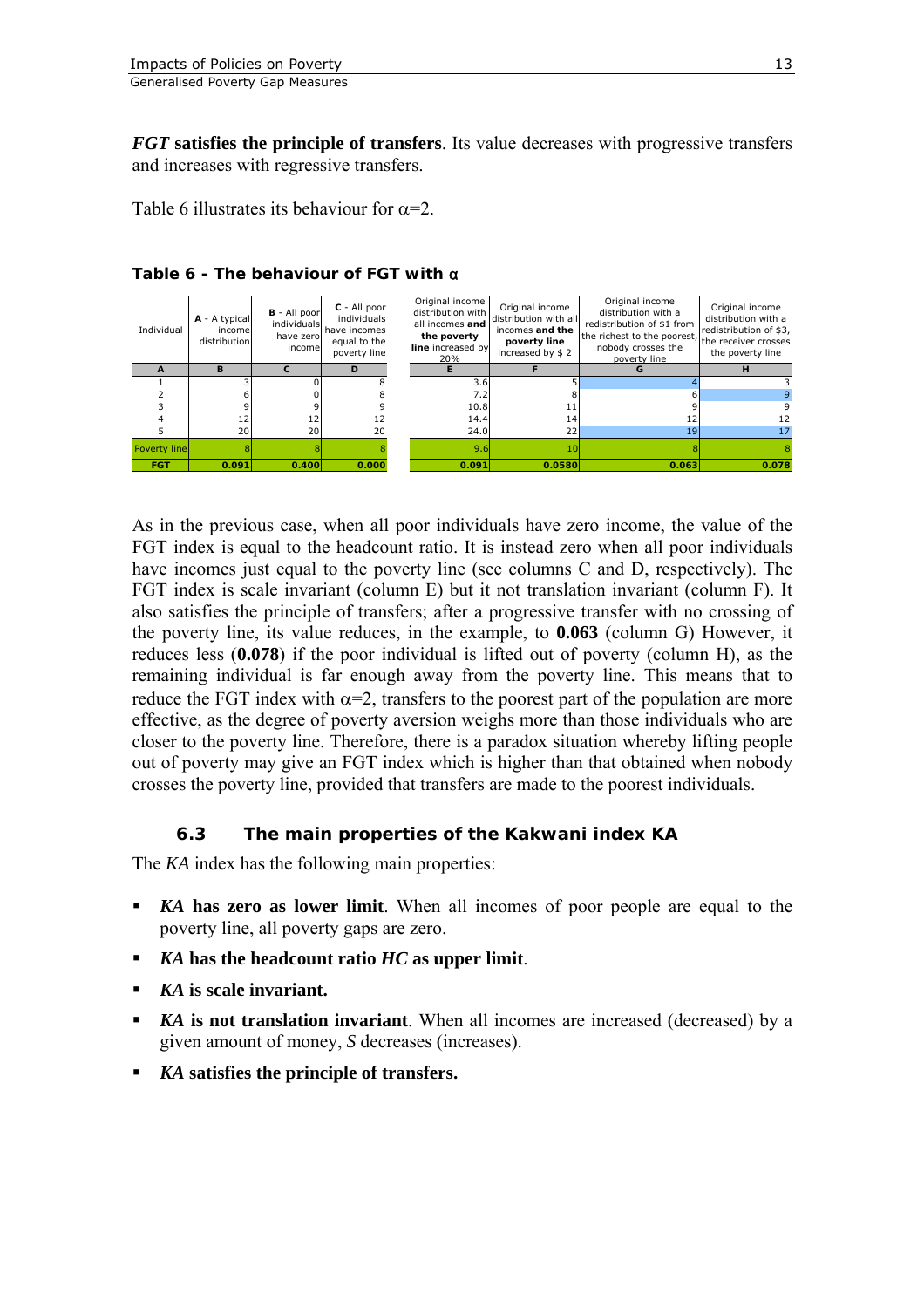***FGT* satisfies the principle of transfers**. Its value decreases with progressive transfers and increases with regressive transfers.

Table 6 illustrates its behaviour for $\alpha$=2.

**Table 6 - The behaviour of FGT with α**

| Individual | **A** - A typical income distribution | **B** - All poor individuals have zero income | **C** - All poor individuals have incomes equal to the poverty line | Original income distribution with all incomes **and the poverty line** increased by 20% | Original income distribution with all incomes **and the poverty line** increased by $ 2 | Original income distribution with a redistribution of $1 from the richest to the poorest, nobody crosses the poverty line | Original income distribution with a redistribution of $3, the receiver crosses the poverty line |
|---|---|---|---|---|---|---|---|
| **A** | **B** | **C** | **D** | **E** | **F** | **G** | **H** |
| 1 | 3 | 0 | 8 | 3.6 | 5 | 4 | 3 |
| 2 | 6 | 0 | 8 | 7.2 | 8 | 6 | 9 |
| 3 | 9 | 9 | 9 | 10.8 | 11 | 9 | 9 |
| 4 | 12 | 12 | 12 | 14.4 | 14 | 12 | 12 |
| 5 | 20 | 20 | 20 | 24.0 | 22 | 19 | 17 |
| Poverty line | 8 | 8 | 8 | 9.6 | 10 | 8 | 8 |
| **FGT** | **0.091** | **0.400** | **0.000** | **0.091** | **0.0580** | **0.063** | **0.078** |

As in the previous case, when all poor individuals have zero income, the value of the FGT index is equal to the headcount ratio. It is instead zero when all poor individuals have incomes just equal to the poverty line (see columns C and D, respectively). The FGT index is scale invariant (column E) but it not translation invariant (column F). It also satisfies the principle of transfers; after a progressive transfer with no crossing of the poverty line, its value reduces, in the example, to **0.063** (column G) However, it reduces less (**0.078**) if the poor individual is lifted out of poverty (column H), as the remaining individual is far enough away from the poverty line. This means that to reduce the FGT index with $\alpha$=2, transfers to the poorest part of the population are more effective, as the degree of poverty aversion weighs more than those individuals who are closer to the poverty line. Therefore, there is a paradox situation whereby lifting people out of poverty may give an FGT index which is higher than that obtained when nobody crosses the poverty line, provided that transfers are made to the poorest individuals.

### 6.3 The main properties of the Kakwani index KA

The *KA* index has the following main properties:

- ***KA* has zero as lower limit**. When all incomes of poor people are equal to the poverty line, all poverty gaps are zero.
- ***KA* has the headcount ratio *HC* as upper limit**.
- ***KA* is scale invariant.**
- ***KA* is not translation invariant**. When all incomes are increased (decreased) by a given amount of money, *S* decreases (increases).
- ***KA* satisfies the principle of transfers.**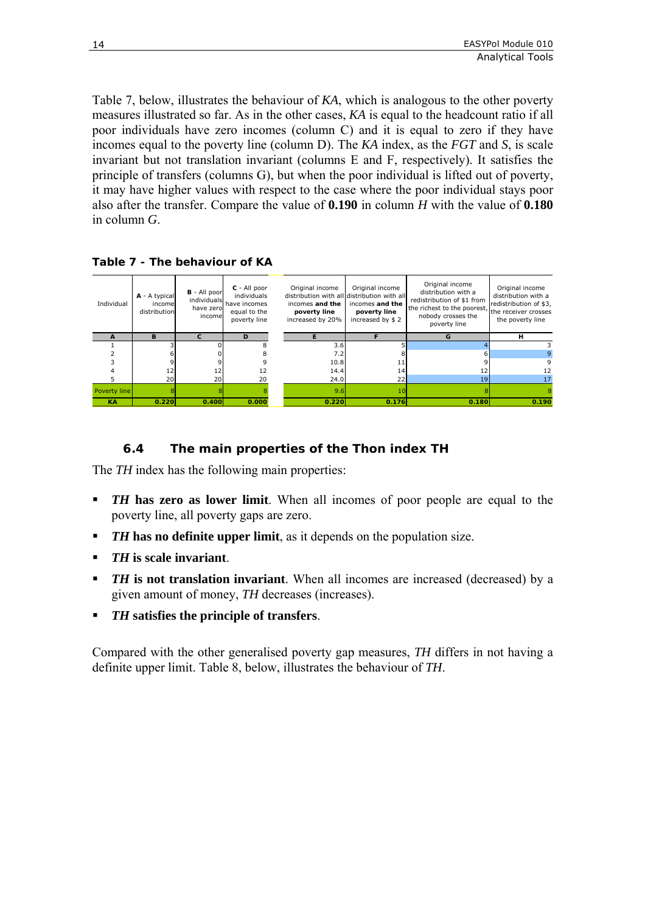Table 7, below, illustrates the behaviour of *KA*, which is analogous to the other poverty measures illustrated so far. As in the other cases, *KA* is equal to the headcount ratio if all poor individuals have zero incomes (column C) and it is equal to zero if they have incomes equal to the poverty line (column D). The *KA* index, as the *FGT* and *S*, is scale invariant but not translation invariant (columns E and F, respectively). It satisfies the principle of transfers (columns G), but when the poor individual is lifted out of poverty, it may have higher values with respect to the case where the poor individual stays poor also after the transfer. Compare the value of **0.190** in column *H* with the value of **0.180** in column *G*.

**Table 7 - The behaviour of KA**

| Individual | **A** - A typical income distribution | **B** - All poor individuals have zero income | **C** - All poor individuals have incomes equal to the poverty line | Original income distribution with all incomes **and the poverty line** increased by 20% | Original income distribution with all incomes **and the poverty line** increased by $ 2 | Original income distribution with a redistribution of $1 from the richest to the poorest, nobody crosses the poverty line | Original income distribution with a redistribution of $3, the receiver crosses the poverty line |
|---|---|---|---|---|---|---|---|
| **A** | **B** | **C** | **D** | **E** | **F** | **G** | **H** |
| 1 | 3 | 0 | 8 | 3.6 | 5 | 4 | 3 |
| 2 | 6 | 0 | 8 | 7.2 | 8 | 6 | 9 |
| 3 | 9 | 9 | 9 | 10.8 | 11 | 9 | 9 |
| 4 | 12 | 12 | 12 | 14.4 | 14 | 12 | 12 |
| 5 | 20 | 20 | 20 | 24.0 | 22 | 19 | 17 |
| Poverty line | 8 | 8 | 8 | 9.6 | 10 | 8 | 8 |
| **KA** | **0.220** | **0.400** | **0.000** | **0.220** | **0.176** | **0.180** | **0.190** |

### 6.4 The main properties of the Thon index TH

The *TH* index has the following main properties:

- ***TH* has zero as lower limit**. When all incomes of poor people are equal to the poverty line, all poverty gaps are zero.
- ***TH* has no definite upper limit**, as it depends on the population size.
- ***TH* is scale invariant**.
- ***TH* is not translation invariant**. When all incomes are increased (decreased) by a given amount of money, *TH* decreases (increases).
- ***TH* satisfies the principle of transfers**.

Compared with the other generalised poverty gap measures, *TH* differs in not having a definite upper limit. Table 8, below, illustrates the behaviour of *TH*.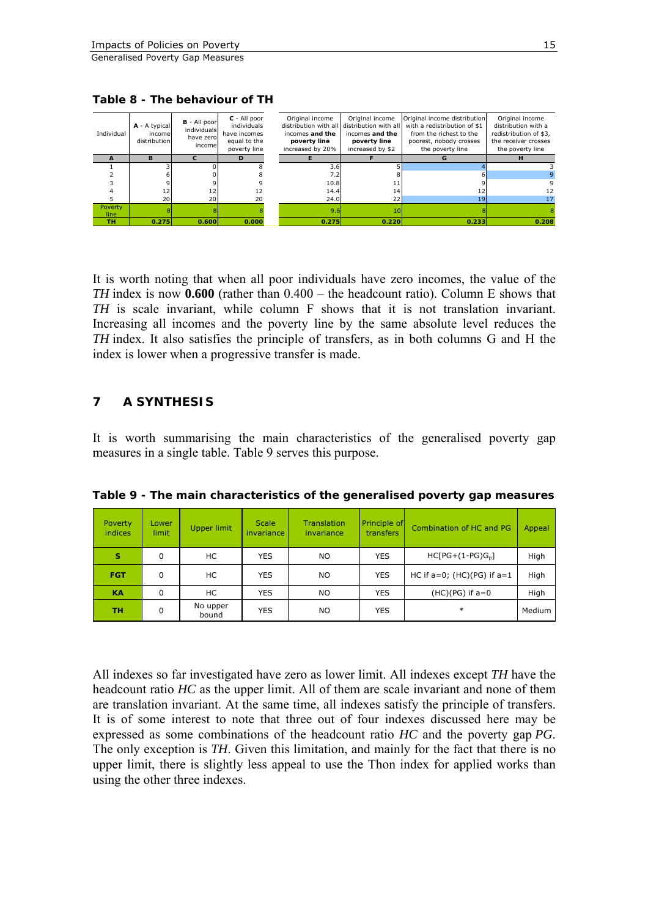**Table 8 - The behaviour of TH**

| Individual | **A** - A typical income distribution | **B** - All poor individuals have zero income | **C** - All poor individuals have incomes equal to the poverty line | Original income distribution with all incomes **and the poverty line** increased by 20% | Original income distribution with all incomes **and the poverty line** increased by $2 | Original income distribution with a redistribution of $1 from the richest to the poorest, nobody crosses the poverty line | Original income distribution with a redistribution of $3, the receiver crosses the poverty line |
|---|---|---|---|---|---|---|---|
| **A** | **B** | **C** | **D** | **E** | **F** | **G** | **H** |
| 1 | 3 | 0 | 8 | 3.6 | 5 | 4 | 3 |
| 2 | 6 | 0 | 8 | 7.2 | 8 | 6 | 9 |
| 3 | 9 | 9 | 9 | 10.8 | 11 | 9 | 9 |
| 4 | 12 | 12 | 12 | 14.4 | 14 | 12 | 12 |
| 5 | 20 | 20 | 20 | 24.0 | 22 | 19 | 17 |
| Poverty line | 8 | 8 | 8 | 9.6 | 10 | 8 | 8 |
| **TH** | **0.275** | **0.600** | **0.000** | **0.275** | **0.220** | **0.233** | **0.208** |

It is worth noting that when all poor individuals have zero incomes, the value of the *TH* index is now **0.600** (rather than 0.400 – the headcount ratio). Column E shows that *TH* is scale invariant, while column F shows that it is not translation invariant. Increasing all incomes and the poverty line by the same absolute level reduces the *TH* index. It also satisfies the principle of transfers, as in both columns G and H the index is lower when a progressive transfer is made.

## 7 A SYNTHESIS

It is worth summarising the main characteristics of the generalised poverty gap measures in a single table. Table 9 serves this purpose.

**Table 9 - The main characteristics of the generalised poverty gap measures**

| Poverty indices | Lower limit | Upper limit | Scale invariance | Translation invariance | Principle of transfers | Combination of HC and PG | Appeal |
|---|---|---|---|---|---|---|---|
| **S** | 0 | HC | YES | NO | YES | $HC[PG+(1-PG)G_p]$ | High |
| **FGT** | 0 | HC | YES | NO | YES | HC if a=0; (HC)(PG) if a=1 | High |
| **KA** | 0 | HC | YES | NO | YES | (HC)(PG) if a=0 | High |
| **TH** | 0 | No upper bound | YES | NO | YES | * | Medium |

All indexes so far investigated have zero as lower limit. All indexes except *TH* have the headcount ratio *HC* as the upper limit. All of them are scale invariant and none of them are translation invariant. At the same time, all indexes satisfy the principle of transfers. It is of some interest to note that three out of four indexes discussed here may be expressed as some combinations of the headcount ratio *HC* and the poverty gap *PG*. The only exception is *TH*. Given this limitation, and mainly for the fact that there is no upper limit, there is slightly less appeal to use the Thon index for applied works than using the other three indexes.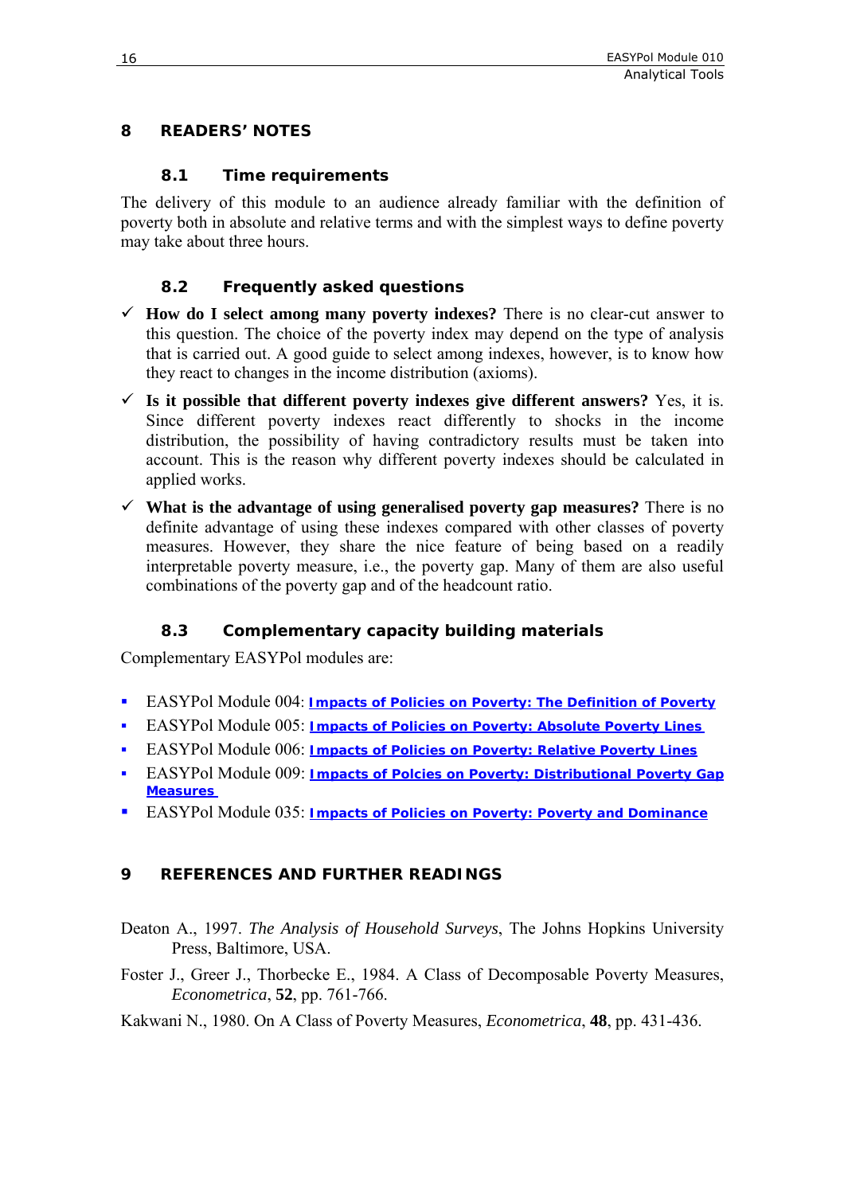# 8 READERS' NOTES

## 8.1 Time requirements

The delivery of this module to an audience already familiar with the definition of poverty both in absolute and relative terms and with the simplest ways to define poverty may take about three hours.

## 8.2 Frequently asked questions

- ✓ **How do I select among many poverty indexes?** There is no clear-cut answer to this question. The choice of the poverty index may depend on the type of analysis that is carried out. A good guide to select among indexes, however, is to know how they react to changes in the income distribution (axioms).
- ✓ **Is it possible that different poverty indexes give different answers?** Yes, it is. Since different poverty indexes react differently to shocks in the income distribution, the possibility of having contradictory results must be taken into account. This is the reason why different poverty indexes should be calculated in applied works.
- ✓ **What is the advantage of using generalised poverty gap measures?** There is no definite advantage of using these indexes compared with other classes of poverty measures. However, they share the nice feature of being based on a readily interpretable poverty measure, i.e., the poverty gap. Many of them are also useful combinations of the poverty gap and of the headcount ratio.

## 8.3 Complementary capacity building materials

Complementary EASYPol modules are:

- EASYPol Module 004: **Impacts of Policies on Poverty: The Definition of Poverty**
- EASYPol Module 005: **Impacts of Policies on Poverty: Absolute Poverty Lines**
- EASYPol Module 006: **Impacts of Policies on Poverty: Relative Poverty Lines**
- EASYPol Module 009: **Impacts of Polcies on Poverty: Distributional Poverty Gap Measures**
- EASYPol Module 035: **Impacts of Policies on Poverty: Poverty and Dominance**

# 9 REFERENCES AND FURTHER READINGS

Deaton A., 1997. *The Analysis of Household Surveys*, The Johns Hopkins University Press, Baltimore, USA.

Foster J., Greer J., Thorbecke E., 1984. A Class of Decomposable Poverty Measures, *Econometrica*, **52**, pp. 761-766.

Kakwani N., 1980. On A Class of Poverty Measures, *Econometrica*, **48**, pp. 431-436.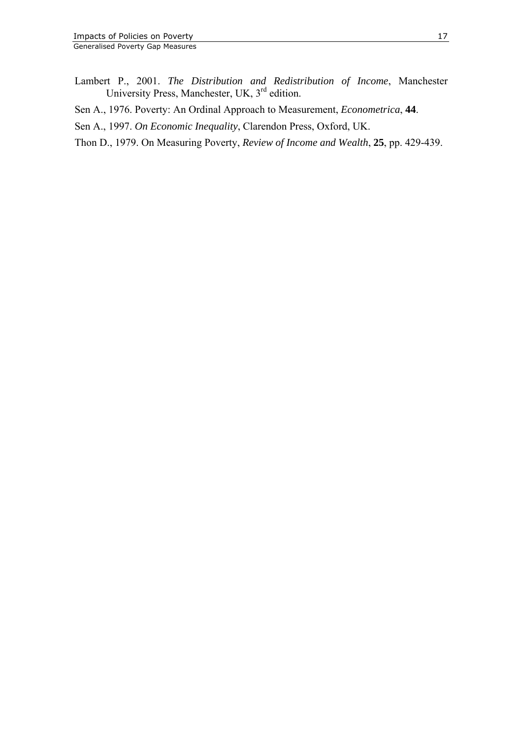Lambert P., 2001. *The Distribution and Redistribution of Income*, Manchester University Press, Manchester, UK, 3rd edition.

Sen A., 1976. Poverty: An Ordinal Approach to Measurement, *Econometrica*, **44**.

Sen A., 1997. *On Economic Inequality*, Clarendon Press, Oxford, UK.

Thon D., 1979. On Measuring Poverty, *Review of Income and Wealth*, **25**, pp. 429-439.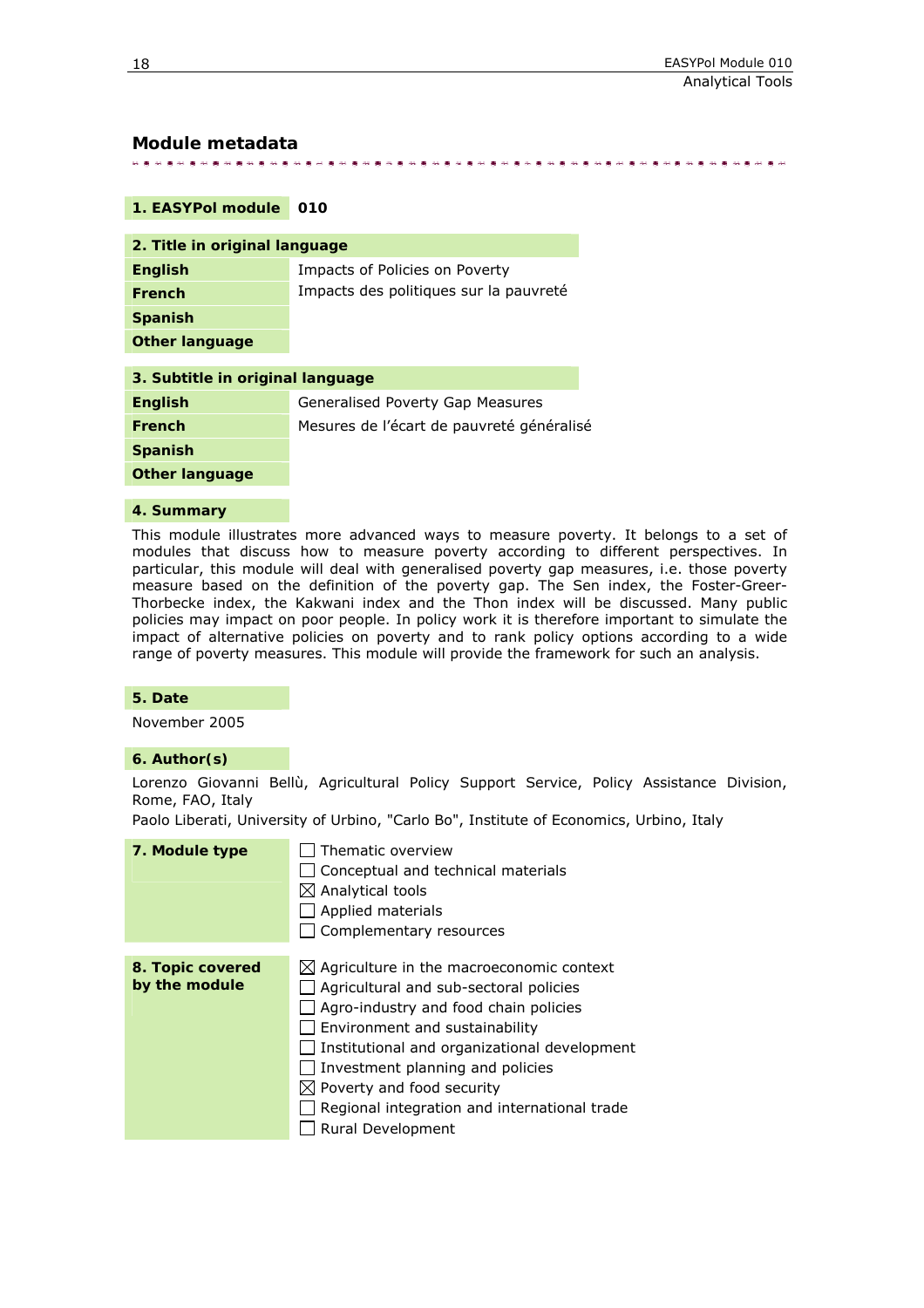## Module metadata

| **1. EASYPol module** | **010** |
|---|---|

| **2. Title in original language** | |
|---|---|
| **English** | Impacts of Policies on Poverty |
| **French** | Impacts des politiques sur la pauvreté |
| **Spanish** | |
| **Other language** | |

| **3. Subtitle in original language** | |
|---|---|
| **English** | Generalised Poverty Gap Measures |
| **French** | Mesures de l'écart de pauvreté généralisé |
| **Spanish** | |
| **Other language** | |

**4. Summary**

This module illustrates more advanced ways to measure poverty. It belongs to a set of modules that discuss how to measure poverty according to different perspectives. In particular, this module will deal with generalised poverty gap measures, i.e. those poverty measure based on the definition of the poverty gap. The Sen index, the Foster-Greer-Thorbecke index, the Kakwani index and the Thon index will be discussed. Many public policies may impact on poor people. In policy work it is therefore important to simulate the impact of alternative policies on poverty and to rank policy options according to a wide range of poverty measures. This module will provide the framework for such an analysis.

**5. Date**

November 2005

**6. Author(s)**

Lorenzo Giovanni Bellù, Agricultural Policy Support Service, Policy Assistance Division, Rome, FAO, Italy

Paolo Liberati, University of Urbino, "Carlo Bo", Institute of Economics, Urbino, Italy

**7. Module type**

- ☐ Thematic overview
- ☐ Conceptual and technical materials
- ☒ Analytical tools
- ☐ Applied materials
- ☐ Complementary resources

**8. Topic covered by the module**

- ☒ Agriculture in the macroeconomic context
- ☐ Agricultural and sub-sectoral policies
- ☐ Agro-industry and food chain policies
- ☐ Environment and sustainability
- ☐ Institutional and organizational development
- ☐ Investment planning and policies
- ☒ Poverty and food security
- ☐ Regional integration and international trade
- ☐ Rural Development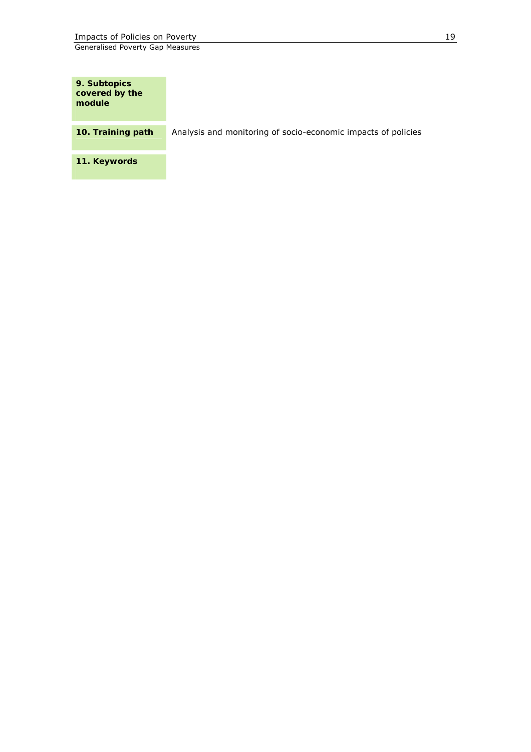| | |
|---|---|
| **9. Subtopics covered by the module** | |
| **10. Training path** | Analysis and monitoring of socio-economic impacts of policies |
| **11. Keywords** | |